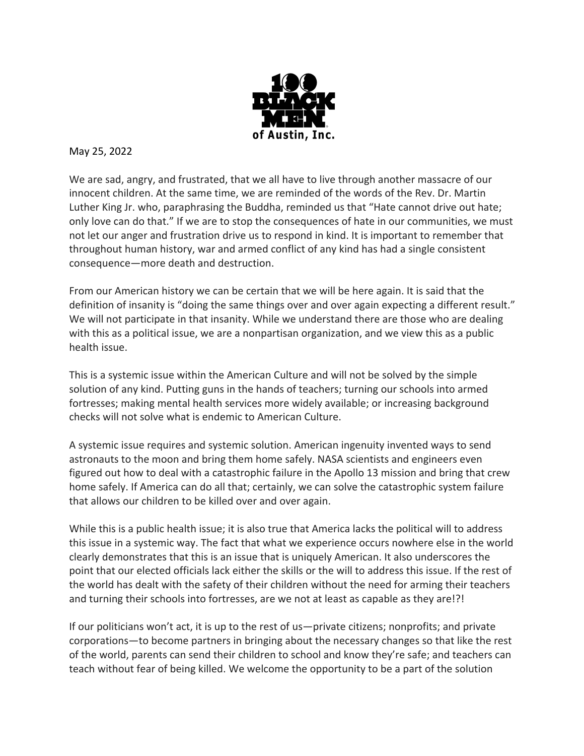100 BLACK MEN of Austin, Inc.

May 25, 2022

We are sad, angry, and frustrated, that we all have to live through another massacre of our innocent children. At the same time, we are reminded of the words of the Rev. Dr. Martin Luther King Jr. who, paraphrasing the Buddha, reminded us that "Hate cannot drive out hate; only love can do that." If we are to stop the consequences of hate in our communities, we must not let our anger and frustration drive us to respond in kind. It is important to remember that throughout human history, war and armed conflict of any kind has had a single consistent consequence—more death and destruction.

From our American history we can be certain that we will be here again. It is said that the definition of insanity is "doing the same things over and over again expecting a different result." We will not participate in that insanity. While we understand there are those who are dealing with this as a political issue, we are a nonpartisan organization, and we view this as a public health issue.

This is a systemic issue within the American Culture and will not be solved by the simple solution of any kind. Putting guns in the hands of teachers; turning our schools into armed fortresses; making mental health services more widely available; or increasing background checks will not solve what is endemic to American Culture.

A systemic issue requires and systemic solution. American ingenuity invented ways to send astronauts to the moon and bring them home safely. NASA scientists and engineers even figured out how to deal with a catastrophic failure in the Apollo 13 mission and bring that crew home safely. If America can do all that; certainly, we can solve the catastrophic system failure that allows our children to be killed over and over again.

While this is a public health issue; it is also true that America lacks the political will to address this issue in a systemic way. The fact that what we experience occurs nowhere else in the world clearly demonstrates that this is an issue that is uniquely American. It also underscores the point that our elected officials lack either the skills or the will to address this issue. If the rest of the world has dealt with the safety of their children without the need for arming their teachers and turning their schools into fortresses, are we not at least as capable as they are!?!

If our politicians won't act, it is up to the rest of us—private citizens; nonprofits; and private corporations—to become partners in bringing about the necessary changes so that like the rest of the world, parents can send their children to school and know they're safe; and teachers can teach without fear of being killed. We welcome the opportunity to be a part of the solution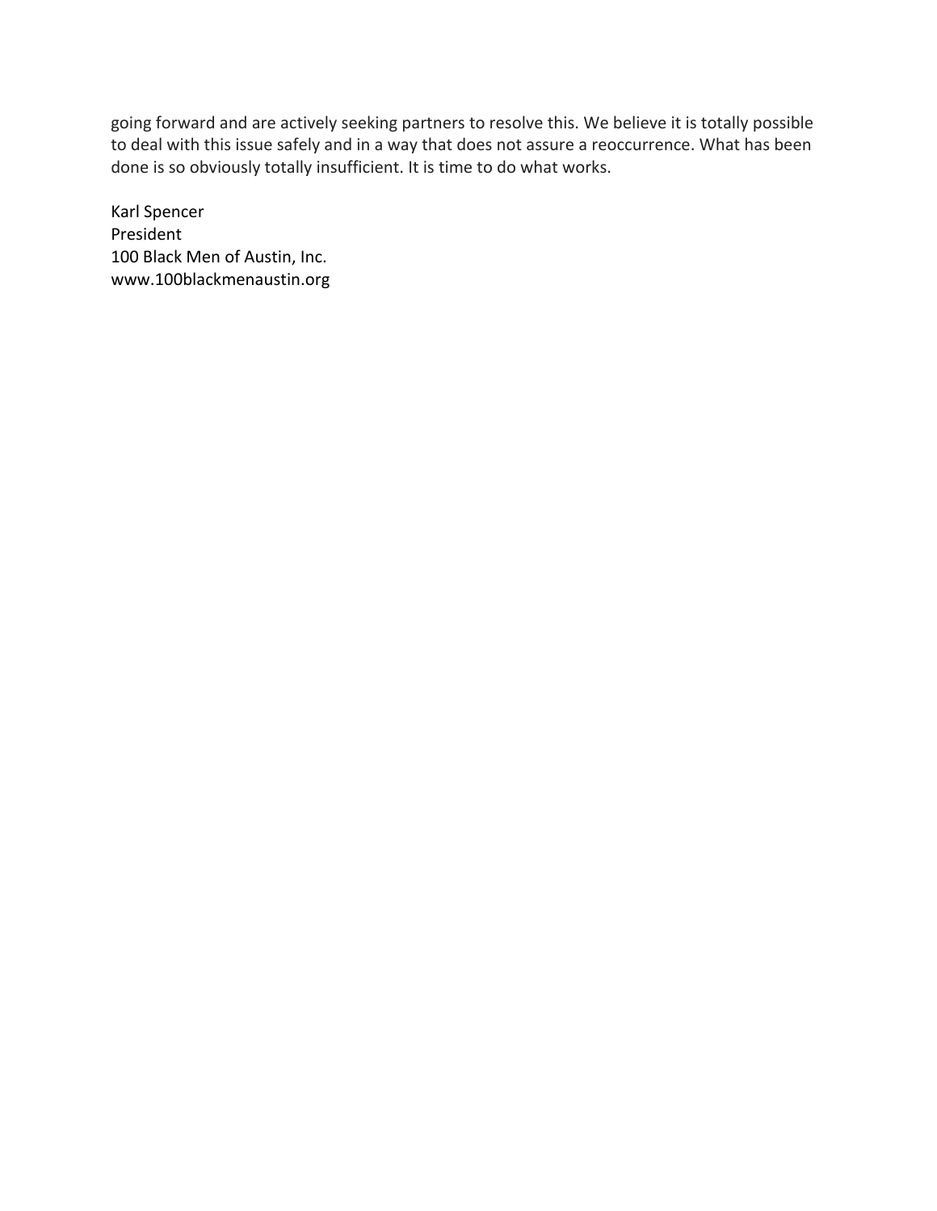going forward and are actively seeking partners to resolve this. We believe it is totally possible to deal with this issue safely and in a way that does not assure a reoccurrence. What has been done is so obviously totally insufficient. It is time to do what works.

Karl Spencer
President
100 Black Men of Austin, Inc.
www.100blackmenaustin.org